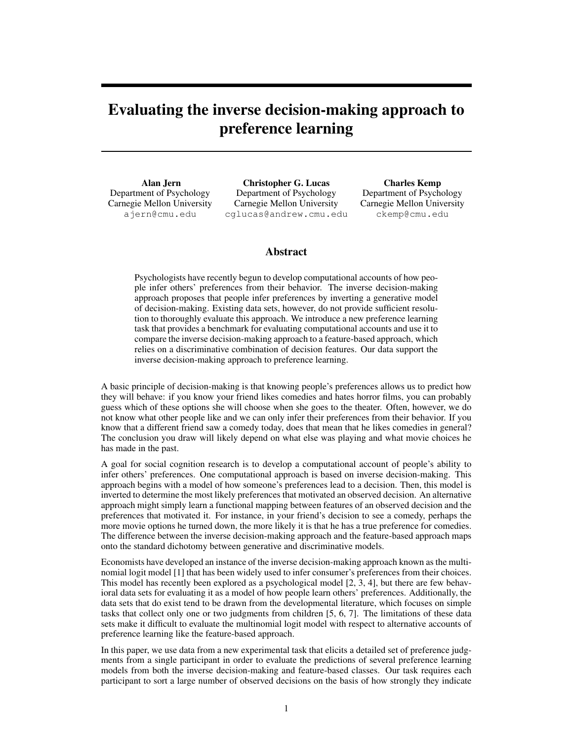# Evaluating the inverse decision-making approach to preference learning

**Alan Jern**
Department of Psychology
Carnegie Mellon University
ajern@cmu.edu

**Christopher G. Lucas**
Department of Psychology
Carnegie Mellon University
cglucas@andrew.cmu.edu

**Charles Kemp**
Department of Psychology
Carnegie Mellon University
ckemp@cmu.edu

## Abstract

Psychologists have recently begun to develop computational accounts of how people infer others' preferences from their behavior. The inverse decision-making approach proposes that people infer preferences by inverting a generative model of decision-making. Existing data sets, however, do not provide sufficient resolution to thoroughly evaluate this approach. We introduce a new preference learning task that provides a benchmark for evaluating computational accounts and use it to compare the inverse decision-making approach to a feature-based approach, which relies on a discriminative combination of decision features. Our data support the inverse decision-making approach to preference learning.

A basic principle of decision-making is that knowing people's preferences allows us to predict how they will behave: if you know your friend likes comedies and hates horror films, you can probably guess which of these options she will choose when she goes to the theater. Often, however, we do not know what other people like and we can only infer their preferences from their behavior. If you know that a different friend saw a comedy today, does that mean that he likes comedies in general? The conclusion you draw will likely depend on what else was playing and what movie choices he has made in the past.

A goal for social cognition research is to develop a computational account of people's ability to infer others' preferences. One computational approach is based on inverse decision-making. This approach begins with a model of how someone's preferences lead to a decision. Then, this model is inverted to determine the most likely preferences that motivated an observed decision. An alternative approach might simply learn a functional mapping between features of an observed decision and the preferences that motivated it. For instance, in your friend's decision to see a comedy, perhaps the more movie options he turned down, the more likely it is that he has a true preference for comedies. The difference between the inverse decision-making approach and the feature-based approach maps onto the standard dichotomy between generative and discriminative models.

Economists have developed an instance of the inverse decision-making approach known as the multinomial logit model [1] that has been widely used to infer consumer's preferences from their choices. This model has recently been explored as a psychological model [2, 3, 4], but there are few behavioral data sets for evaluating it as a model of how people learn others' preferences. Additionally, the data sets that do exist tend to be drawn from the developmental literature, which focuses on simple tasks that collect only one or two judgments from children [5, 6, 7]. The limitations of these data sets make it difficult to evaluate the multinomial logit model with respect to alternative accounts of preference learning like the feature-based approach.

In this paper, we use data from a new experimental task that elicits a detailed set of preference judgments from a single participant in order to evaluate the predictions of several preference learning models from both the inverse decision-making and feature-based classes. Our task requires each participant to sort a large number of observed decisions on the basis of how strongly they indicate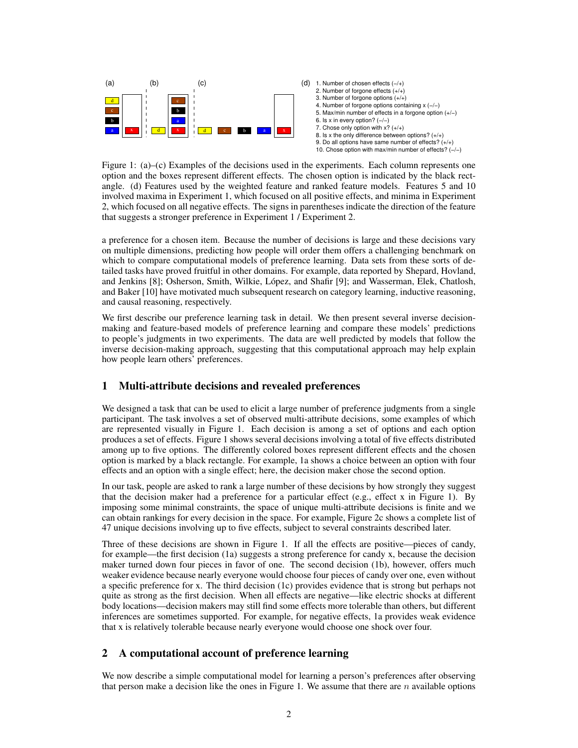(a) (b) (c) (d)

1. Number of chosen effects (−/+)
2. Number of forgone effects (+/+)
3. Number of forgone options (+/+)
4. Number of forgone options containing x (−/−)
5. Max/min number of effects in a forgone option (+/−)
6. Is x in every option? (−/−)
7. Chose only option with x? (+/+)
8. Is x the only difference between options? (+/+)
9. Do all options have same number of effects? (+/+)
10. Chose option with max/min number of effects? (−/−)

Figure 1: (a)–(c) Examples of the decisions used in the experiments. Each column represents one option and the boxes represent different effects. The chosen option is indicated by the black rectangle. (d) Features used by the weighted feature and ranked feature models. Features 5 and 10 involved maxima in Experiment 1, which focused on all positive effects, and minima in Experiment 2, which focused on all negative effects. The signs in parentheses indicate the direction of the feature that suggests a stronger preference in Experiment 1 / Experiment 2.

a preference for a chosen item. Because the number of decisions is large and these decisions vary on multiple dimensions, predicting how people will order them offers a challenging benchmark on which to compare computational models of preference learning. Data sets from these sorts of detailed tasks have proved fruitful in other domains. For example, data reported by Shepard, Hovland, and Jenkins [8]; Osherson, Smith, Wilkie, López, and Shafir [9]; and Wasserman, Elek, Chatlosh, and Baker [10] have motivated much subsequent research on category learning, inductive reasoning, and causal reasoning, respectively.

We first describe our preference learning task in detail. We then present several inverse decision-making and feature-based models of preference learning and compare these models' predictions to people's judgments in two experiments. The data are well predicted by models that follow the inverse decision-making approach, suggesting that this computational approach may help explain how people learn others' preferences.

## 1 Multi-attribute decisions and revealed preferences

We designed a task that can be used to elicit a large number of preference judgments from a single participant. The task involves a set of observed multi-attribute decisions, some examples of which are represented visually in Figure 1. Each decision is among a set of options and each option produces a set of effects. Figure 1 shows several decisions involving a total of five effects distributed among up to five options. The differently colored boxes represent different effects and the chosen option is marked by a black rectangle. For example, 1a shows a choice between an option with four effects and an option with a single effect; here, the decision maker chose the second option.

In our task, people are asked to rank a large number of these decisions by how strongly they suggest that the decision maker had a preference for a particular effect (e.g., effect x in Figure 1). By imposing some minimal constraints, the space of unique multi-attribute decisions is finite and we can obtain rankings for every decision in the space. For example, Figure 2c shows a complete list of 47 unique decisions involving up to five effects, subject to several constraints described later.

Three of these decisions are shown in Figure 1. If all the effects are positive—pieces of candy, for example—the first decision (1a) suggests a strong preference for candy x, because the decision maker turned down four pieces in favor of one. The second decision (1b), however, offers much weaker evidence because nearly everyone would choose four pieces of candy over one, even without a specific preference for x. The third decision (1c) provides evidence that is strong but perhaps not quite as strong as the first decision. When all effects are negative—like electric shocks at different body locations—decision makers may still find some effects more tolerable than others, but different inferences are sometimes supported. For example, for negative effects, 1a provides weak evidence that x is relatively tolerable because nearly everyone would choose one shock over four.

## 2 A computational account of preference learning

We now describe a simple computational model for learning a person's preferences after observing that person make a decision like the ones in Figure 1. We assume that there are $n$ available options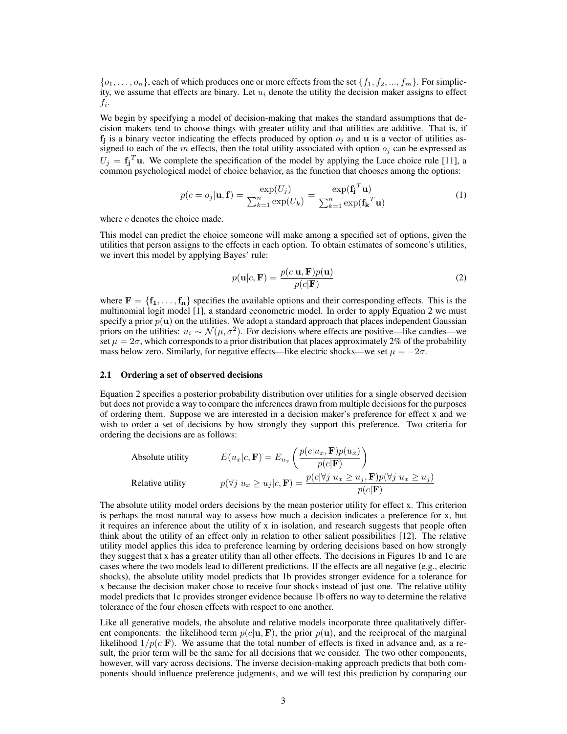$\{o_1, \ldots, o_n\}$, each of which produces one or more effects from the set $\{f_1, f_2, ..., f_m\}$. For simplicity, we assume that effects are binary. Let $u_i$ denote the utility the decision maker assigns to effect $f_i$.

We begin by specifying a model of decision-making that makes the standard assumptions that decision makers tend to choose things with greater utility and that utilities are additive. That is, if $\mathbf{f_j}$ is a binary vector indicating the effects produced by option $o_j$ and $\mathbf{u}$ is a vector of utilities assigned to each of the $m$ effects, then the total utility associated with option $o_j$ can be expressed as $U_j = \mathbf{f_j}^T\mathbf{u}$. We complete the specification of the model by applying the Luce choice rule [11], a common psychological model of choice behavior, as the function that chooses among the options:

$$p(c = o_j|\mathbf{u}, \mathbf{f}) = \frac{\exp(U_j)}{\sum_{k=1}^{n}\exp(U_k)} = \frac{\exp(\mathbf{f_j}^T\mathbf{u})}{\sum_{k=1}^{n}\exp(\mathbf{f_k}^T\mathbf{u})} \tag{1}$$

where $c$ denotes the choice made.

This model can predict the choice someone will make among a specified set of options, given the utilities that person assigns to the effects in each option. To obtain estimates of someone's utilities, we invert this model by applying Bayes' rule:

$$p(\mathbf{u}|c, \mathbf{F}) = \frac{p(c|\mathbf{u}, \mathbf{F})p(\mathbf{u})}{p(c|\mathbf{F})} \tag{2}$$

where $\mathbf{F} = \{\mathbf{f_1}, \ldots, \mathbf{f_n}\}$ specifies the available options and their corresponding effects. This is the multinomial logit model [1], a standard econometric model. In order to apply Equation 2 we must specify a prior $p(\mathbf{u})$ on the utilities. We adopt a standard approach that places independent Gaussian priors on the utilities: $u_i \sim \mathcal{N}(\mu, \sigma^2)$. For decisions where effects are positive—like candies—we set $\mu = 2\sigma$, which corresponds to a prior distribution that places approximately 2% of the probability mass below zero. Similarly, for negative effects—like electric shocks—we set $\mu = -2\sigma$.

### 2.1 Ordering a set of observed decisions

Equation 2 specifies a posterior probability distribution over utilities for a single observed decision but does not provide a way to compare the inferences drawn from multiple decisions for the purposes of ordering them. Suppose we are interested in a decision maker's preference for effect x and we wish to order a set of decisions by how strongly they support this preference. Two criteria for ordering the decisions are as follows:

Absolute utility $\quad E(u_x|c, \mathbf{F}) = E_{u_x}\left(\dfrac{p(c|u_x, \mathbf{F})p(u_x)}{p(c|\mathbf{F})}\right)$

Relative utility $\quad p(\forall j\ u_x \geq u_j|c, \mathbf{F}) = \dfrac{p(c|\forall j\ u_x \geq u_j, \mathbf{F})p(\forall j\ u_x \geq u_j)}{p(c|\mathbf{F})}$

The absolute utility model orders decisions by the mean posterior utility for effect x. This criterion is perhaps the most natural way to assess how much a decision indicates a preference for x, but it requires an inference about the utility of x in isolation, and research suggests that people often think about the utility of an effect only in relation to other salient possibilities [12]. The relative utility model applies this idea to preference learning by ordering decisions based on how strongly they suggest that x has a greater utility than all other effects. The decisions in Figures 1b and 1c are cases where the two models lead to different predictions. If the effects are all negative (e.g., electric shocks), the absolute utility model predicts that 1b provides stronger evidence for a tolerance for x because the decision maker chose to receive four shocks instead of just one. The relative utility model predicts that 1c provides stronger evidence because 1b offers no way to determine the relative tolerance of the four chosen effects with respect to one another.

Like all generative models, the absolute and relative models incorporate three qualitatively different components: the likelihood term $p(c|\mathbf{u}, \mathbf{F})$, the prior $p(\mathbf{u})$, and the reciprocal of the marginal likelihood $1/p(c|\mathbf{F})$. We assume that the total number of effects is fixed in advance and, as a result, the prior term will be the same for all decisions that we consider. The two other components, however, will vary across decisions. The inverse decision-making approach predicts that both components should influence preference judgments, and we will test this prediction by comparing our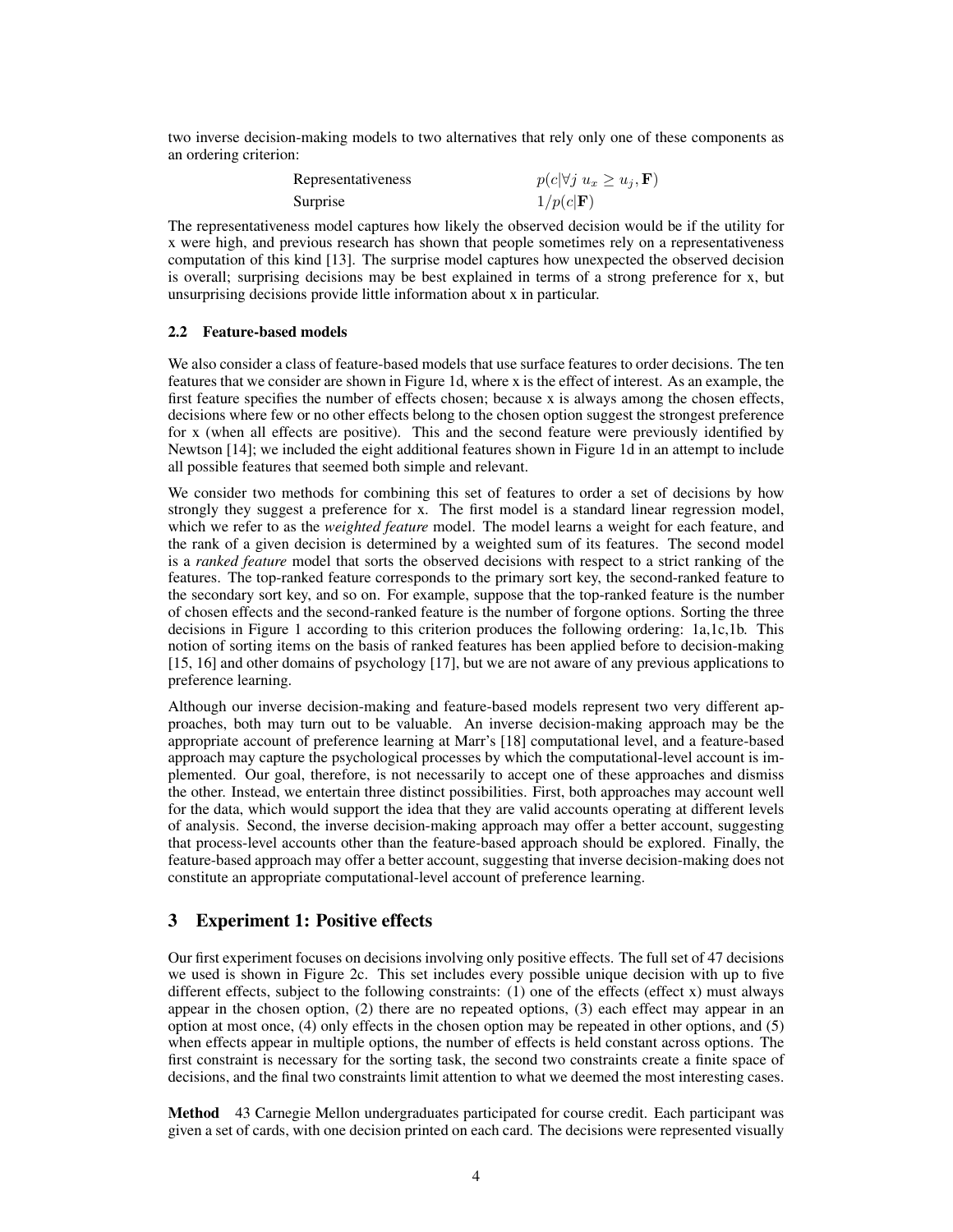two inverse decision-making models to two alternatives that rely only one of these components as an ordering criterion:

| | |
|---|---|
| Representativeness | $p(c \mid \forall j\ u_x \geq u_j, \mathbf{F})$ |
| Surprise | $1/p(c \mid \mathbf{F})$ |

The representativeness model captures how likely the observed decision would be if the utility for x were high, and previous research has shown that people sometimes rely on a representativeness computation of this kind [13]. The surprise model captures how unexpected the observed decision is overall; surprising decisions may be best explained in terms of a strong preference for x, but unsurprising decisions provide little information about x in particular.

### 2.2 Feature-based models

We also consider a class of feature-based models that use surface features to order decisions. The ten features that we consider are shown in Figure 1d, where x is the effect of interest. As an example, the first feature specifies the number of effects chosen; because x is always among the chosen effects, decisions where few or no other effects belong to the chosen option suggest the strongest preference for x (when all effects are positive). This and the second feature were previously identified by Newtson [14]; we included the eight additional features shown in Figure 1d in an attempt to include all possible features that seemed both simple and relevant.

We consider two methods for combining this set of features to order a set of decisions by how strongly they suggest a preference for x. The first model is a standard linear regression model, which we refer to as the *weighted feature* model. The model learns a weight for each feature, and the rank of a given decision is determined by a weighted sum of its features. The second model is a *ranked feature* model that sorts the observed decisions with respect to a strict ranking of the features. The top-ranked feature corresponds to the primary sort key, the second-ranked feature to the secondary sort key, and so on. For example, suppose that the top-ranked feature is the number of chosen effects and the second-ranked feature is the number of forgone options. Sorting the three decisions in Figure 1 according to this criterion produces the following ordering: 1a,1c,1b. This notion of sorting items on the basis of ranked features has been applied before to decision-making [15, 16] and other domains of psychology [17], but we are not aware of any previous applications to preference learning.

Although our inverse decision-making and feature-based models represent two very different approaches, both may turn out to be valuable. An inverse decision-making approach may be the appropriate account of preference learning at Marr's [18] computational level, and a feature-based approach may capture the psychological processes by which the computational-level account is implemented. Our goal, therefore, is not necessarily to accept one of these approaches and dismiss the other. Instead, we entertain three distinct possibilities. First, both approaches may account well for the data, which would support the idea that they are valid accounts operating at different levels of analysis. Second, the inverse decision-making approach may offer a better account, suggesting that process-level accounts other than the feature-based approach should be explored. Finally, the feature-based approach may offer a better account, suggesting that inverse decision-making does not constitute an appropriate computational-level account of preference learning.

## 3 Experiment 1: Positive effects

Our first experiment focuses on decisions involving only positive effects. The full set of 47 decisions we used is shown in Figure 2c. This set includes every possible unique decision with up to five different effects, subject to the following constraints: (1) one of the effects (effect x) must always appear in the chosen option, (2) there are no repeated options, (3) each effect may appear in an option at most once, (4) only effects in the chosen option may be repeated in other options, and (5) when effects appear in multiple options, the number of effects is held constant across options. The first constraint is necessary for the sorting task, the second two constraints create a finite space of decisions, and the final two constraints limit attention to what we deemed the most interesting cases.

**Method** 43 Carnegie Mellon undergraduates participated for course credit. Each participant was given a set of cards, with one decision printed on each card. The decisions were represented visually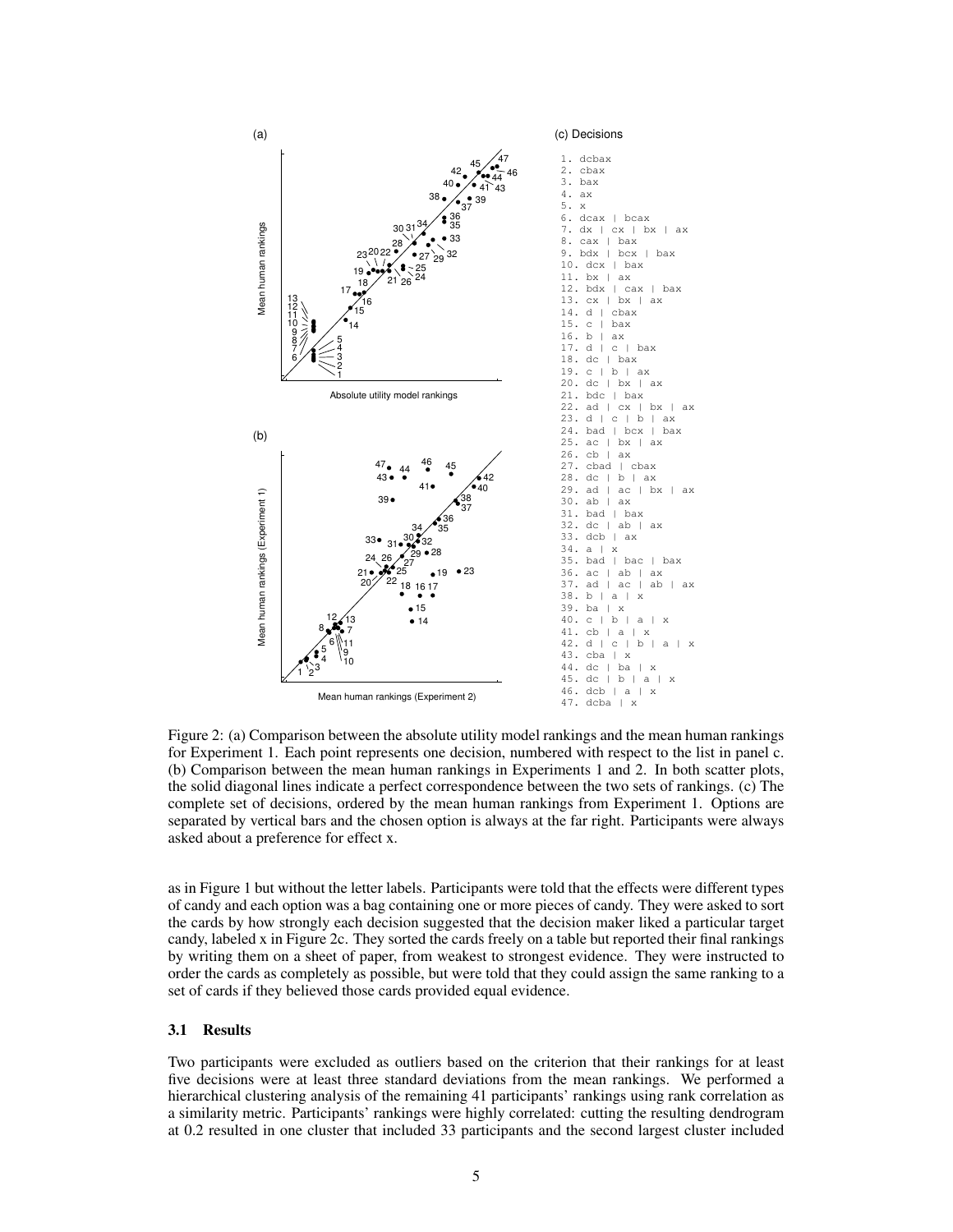(c) Decisions

```
1. dcbax
2. cbax
3. bax
4. ax
5. x
6. dcax | bcax
7. dx | cx | bx | ax
8. cax | bax
9. bdx | bcx | bax
10. dcx | bax
11. bx | ax
12. bdx | cax | bax
13. cx | bx | ax
14. d | cbax
15. c | bax
16. b | ax
17. d | c | bax
18. dc | bax
19. c | b | ax
20. dc | bx | ax
21. bdc | bax
22. ad | cx | bx | ax
23. d | c | b | ax
24. bad | bcx | bax
25. ac | bx | ax
26. cb | ax
27. cbad | cbax
28. dc | b | ax
29. ad | ac | bx | ax
30. ab | ax
31. bad | bax
32. dc | ab | ax
33. dcb | ax
34. a | x
35. bad | bac | bax
36. ac | ab | ax
37. ad | ac | ab | ax
38. b | a | x
39. ba | x
40. c | b | a | x
41. cb | a | x
42. d | c | b | a | x
43. cba | x
44. dc | ba | x
45. dc | b | a | x
46. dcb | a | x
47. dcba | x
```

Figure 2: (a) Comparison between the absolute utility model rankings and the mean human rankings for Experiment 1. Each point represents one decision, numbered with respect to the list in panel c. (b) Comparison between the mean human rankings in Experiments 1 and 2. In both scatter plots, the solid diagonal lines indicate a perfect correspondence between the two sets of rankings. (c) The complete set of decisions, ordered by the mean human rankings from Experiment 1. Options are separated by vertical bars and the chosen option is always at the far right. Participants were always asked about a preference for effect x.

as in Figure 1 but without the letter labels. Participants were told that the effects were different types of candy and each option was a bag containing one or more pieces of candy. They were asked to sort the cards by how strongly each decision suggested that the decision maker liked a particular target candy, labeled x in Figure 2c. They sorted the cards freely on a table but reported their final rankings by writing them on a sheet of paper, from weakest to strongest evidence. They were instructed to order the cards as completely as possible, but were told that they could assign the same ranking to a set of cards if they believed those cards provided equal evidence.

### 3.1 Results

Two participants were excluded as outliers based on the criterion that their rankings for at least five decisions were at least three standard deviations from the mean rankings. We performed a hierarchical clustering analysis of the remaining 41 participants' rankings using rank correlation as a similarity metric. Participants' rankings were highly correlated: cutting the resulting dendrogram at 0.2 resulted in one cluster that included 33 participants and the second largest cluster included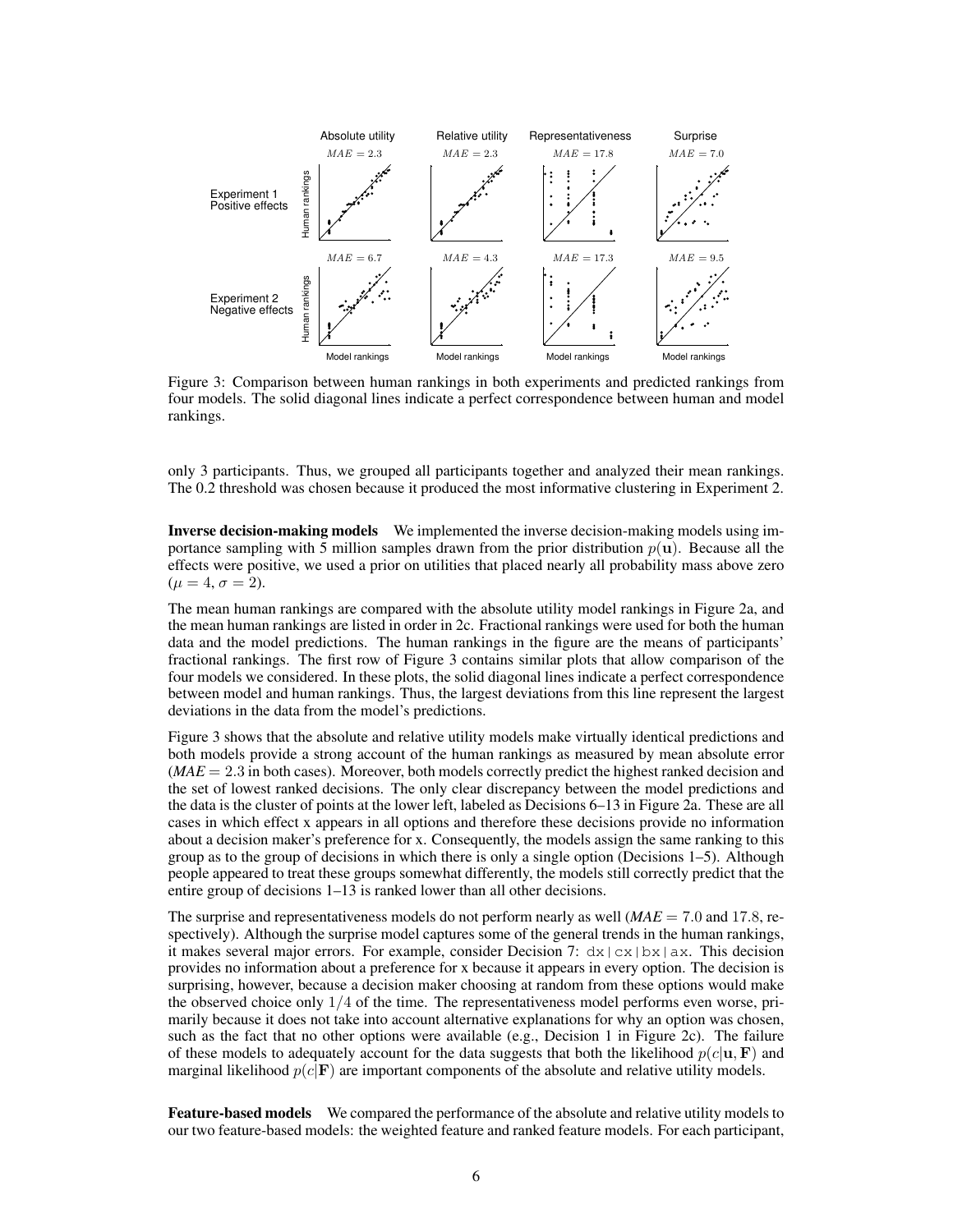Figure 3: Comparison between human rankings in both experiments and predicted rankings from four models. The solid diagonal lines indicate a perfect correspondence between human and model rankings.

only 3 participants. Thus, we grouped all participants together and analyzed their mean rankings. The 0.2 threshold was chosen because it produced the most informative clustering in Experiment 2.

**Inverse decision-making models** We implemented the inverse decision-making models using importance sampling with 5 million samples drawn from the prior distribution $p(\mathbf{u})$. Because all the effects were positive, we used a prior on utilities that placed nearly all probability mass above zero ($\mu = 4$, $\sigma = 2$).

The mean human rankings are compared with the absolute utility model rankings in Figure 2a, and the mean human rankings are listed in order in 2c. Fractional rankings were used for both the human data and the model predictions. The human rankings in the figure are the means of participants' fractional rankings. The first row of Figure 3 contains similar plots that allow comparison of the four models we considered. In these plots, the solid diagonal lines indicate a perfect correspondence between model and human rankings. Thus, the largest deviations from this line represent the largest deviations in the data from the model's predictions.

Figure 3 shows that the absolute and relative utility models make virtually identical predictions and both models provide a strong account of the human rankings as measured by mean absolute error (*MAE* $= 2.3$ in both cases). Moreover, both models correctly predict the highest ranked decision and the set of lowest ranked decisions. The only clear discrepancy between the model predictions and the data is the cluster of points at the lower left, labeled as Decisions 6–13 in Figure 2a. These are all cases in which effect x appears in all options and therefore these decisions provide no information about a decision maker's preference for x. Consequently, the models assign the same ranking to this group as to the group of decisions in which there is only a single option (Decisions 1–5). Although people appeared to treat these groups somewhat differently, the models still correctly predict that the entire group of decisions 1–13 is ranked lower than all other decisions.

The surprise and representativeness models do not perform nearly as well (*MAE* $= 7.0$ and $17.8$, respectively). Although the surprise model captures some of the general trends in the human rankings, it makes several major errors. For example, consider Decision 7: `dx|cx|bx|ax`. This decision provides no information about a preference for x because it appears in every option. The decision is surprising, however, because a decision maker choosing at random from these options would make the observed choice only $1/4$ of the time. The representativeness model performs even worse, primarily because it does not take into account alternative explanations for why an option was chosen, such as the fact that no other options were available (e.g., Decision 1 in Figure 2c). The failure of these models to adequately account for the data suggests that both the likelihood $p(c|\mathbf{u}, \mathbf{F})$ and marginal likelihood $p(c|\mathbf{F})$ are important components of the absolute and relative utility models.

**Feature-based models** We compared the performance of the absolute and relative utility models to our two feature-based models: the weighted feature and ranked feature models. For each participant,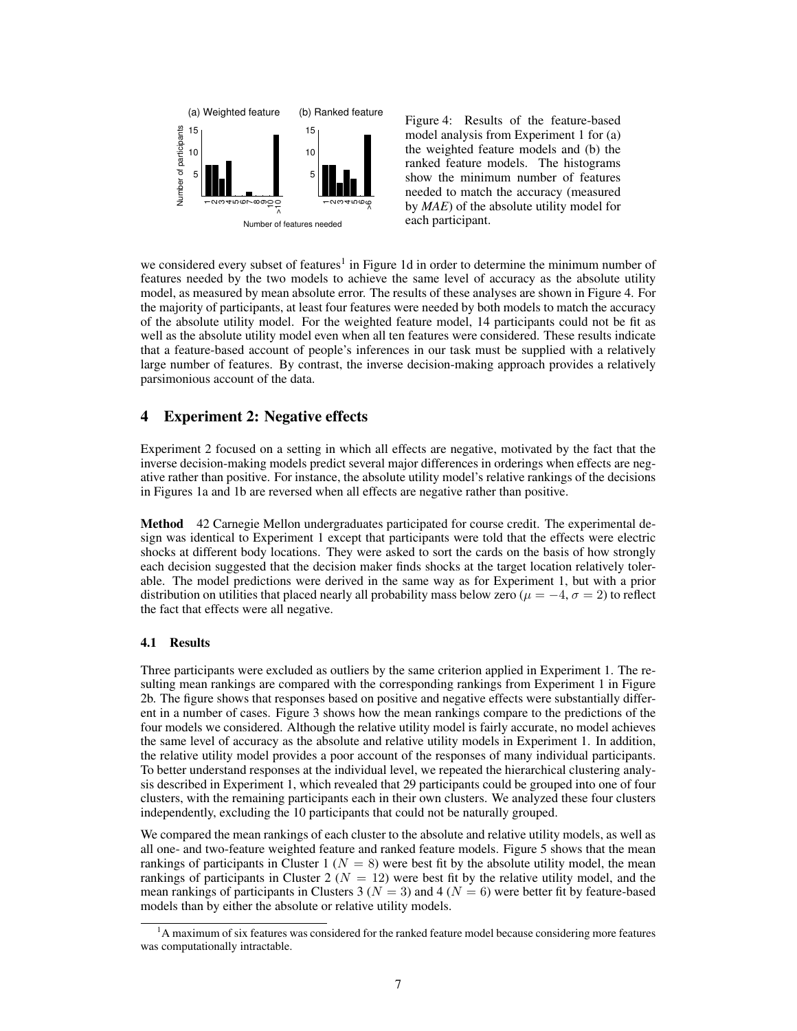Figure 4: Results of the feature-based model analysis from Experiment 1 for (a) the weighted feature models and (b) the ranked feature models. The histograms show the minimum number of features needed to match the accuracy (measured by *MAE*) of the absolute utility model for each participant.

we considered every subset of features[1] in Figure 1d in order to determine the minimum number of features needed by the two models to achieve the same level of accuracy as the absolute utility model, as measured by mean absolute error. The results of these analyses are shown in Figure 4. For the majority of participants, at least four features were needed by both models to match the accuracy of the absolute utility model. For the weighted feature model, 14 participants could not be fit as well as the absolute utility model even when all ten features were considered. These results indicate that a feature-based account of people's inferences in our task must be supplied with a relatively large number of features. By contrast, the inverse decision-making approach provides a relatively parsimonious account of the data.

## 4 Experiment 2: Negative effects

Experiment 2 focused on a setting in which all effects are negative, motivated by the fact that the inverse decision-making models predict several major differences in orderings when effects are negative rather than positive. For instance, the absolute utility model's relative rankings of the decisions in Figures 1a and 1b are reversed when all effects are negative rather than positive.

**Method** 42 Carnegie Mellon undergraduates participated for course credit. The experimental design was identical to Experiment 1 except that participants were told that the effects were electric shocks at different body locations. They were asked to sort the cards on the basis of how strongly each decision suggested that the decision maker finds shocks at the target location relatively tolerable. The model predictions were derived in the same way as for Experiment 1, but with a prior distribution on utilities that placed nearly all probability mass below zero ($\mu = -4$, $\sigma = 2$) to reflect the fact that effects were all negative.

### 4.1 Results

Three participants were excluded as outliers by the same criterion applied in Experiment 1. The resulting mean rankings are compared with the corresponding rankings from Experiment 1 in Figure 2b. The figure shows that responses based on positive and negative effects were substantially different in a number of cases. Figure 3 shows how the mean rankings compare to the predictions of the four models we considered. Although the relative utility model is fairly accurate, no model achieves the same level of accuracy as the absolute and relative utility models in Experiment 1. In addition, the relative utility model provides a poor account of the responses of many individual participants. To better understand responses at the individual level, we repeated the hierarchical clustering analysis described in Experiment 1, which revealed that 29 participants could be grouped into one of four clusters, with the remaining participants each in their own clusters. We analyzed these four clusters independently, excluding the 10 participants that could not be naturally grouped.

We compared the mean rankings of each cluster to the absolute and relative utility models, as well as all one- and two-feature weighted feature and ranked feature models. Figure 5 shows that the mean rankings of participants in Cluster 1 ($N = 8$) were best fit by the absolute utility model, the mean rankings of participants in Cluster 2 ($N = 12$) were best fit by the relative utility model, and the mean rankings of participants in Clusters 3 ($N = 3$) and 4 ($N = 6$) were better fit by feature-based models than by either the absolute or relative utility models.

[1] A maximum of six features was considered for the ranked feature model because considering more features was computationally intractable.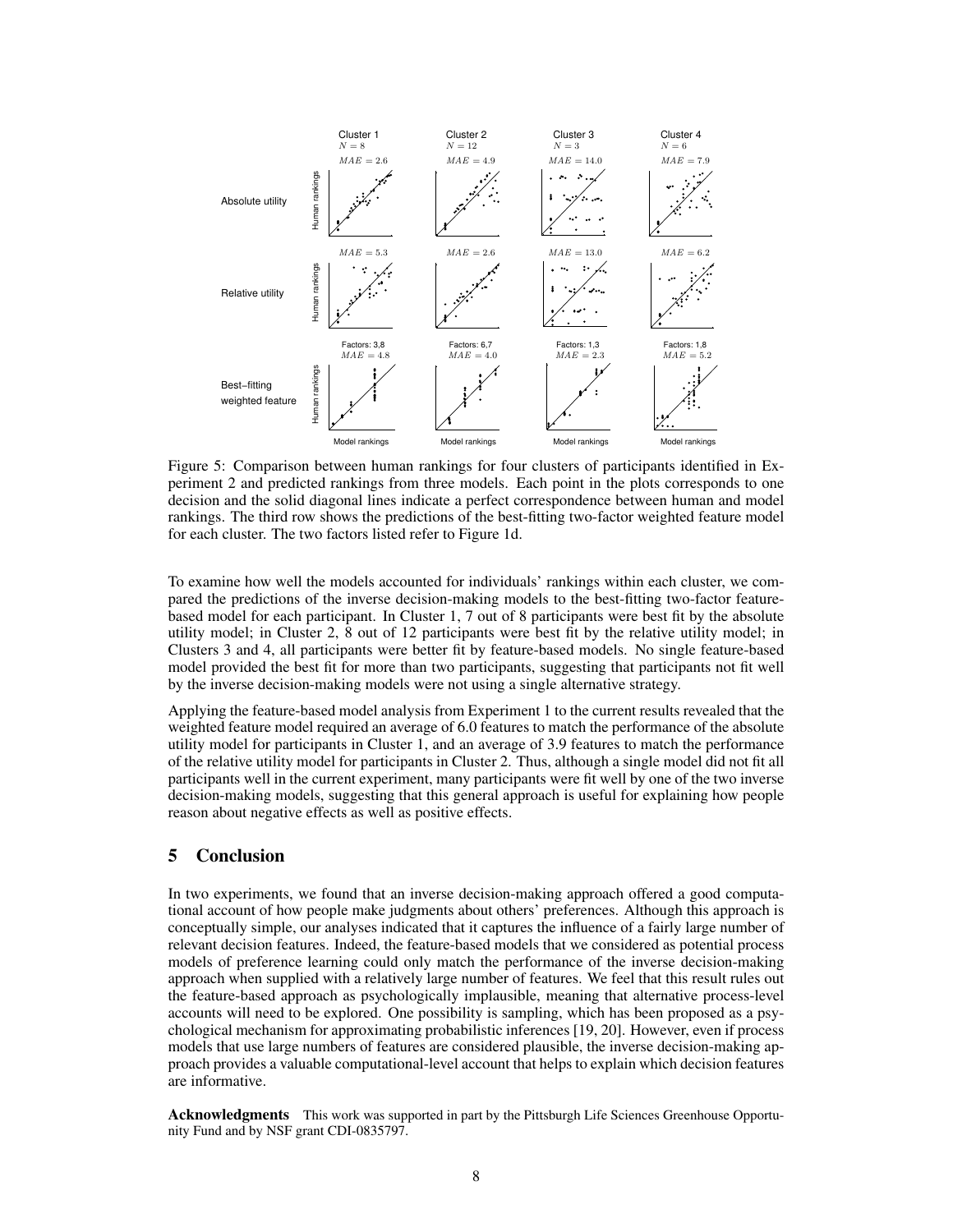Figure 5: Comparison between human rankings for four clusters of participants identified in Experiment 2 and predicted rankings from three models. Each point in the plots corresponds to one decision and the solid diagonal lines indicate a perfect correspondence between human and model rankings. The third row shows the predictions of the best-fitting two-factor weighted feature model for each cluster. The two factors listed refer to Figure 1d.

To examine how well the models accounted for individuals' rankings within each cluster, we compared the predictions of the inverse decision-making models to the best-fitting two-factor feature-based model for each participant. In Cluster 1, 7 out of 8 participants were best fit by the absolute utility model; in Cluster 2, 8 out of 12 participants were best fit by the relative utility model; in Clusters 3 and 4, all participants were better fit by feature-based models. No single feature-based model provided the best fit for more than two participants, suggesting that participants not fit well by the inverse decision-making models were not using a single alternative strategy.

Applying the feature-based model analysis from Experiment 1 to the current results revealed that the weighted feature model required an average of 6.0 features to match the performance of the absolute utility model for participants in Cluster 1, and an average of 3.9 features to match the performance of the relative utility model for participants in Cluster 2. Thus, although a single model did not fit all participants well in the current experiment, many participants were fit well by one of the two inverse decision-making models, suggesting that this general approach is useful for explaining how people reason about negative effects as well as positive effects.

## 5 Conclusion

In two experiments, we found that an inverse decision-making approach offered a good computational account of how people make judgments about others' preferences. Although this approach is conceptually simple, our analyses indicated that it captures the influence of a fairly large number of relevant decision features. Indeed, the feature-based models that we considered as potential process models of preference learning could only match the performance of the inverse decision-making approach when supplied with a relatively large number of features. We feel that this result rules out the feature-based approach as psychologically implausible, meaning that alternative process-level accounts will need to be explored. One possibility is sampling, which has been proposed as a psychological mechanism for approximating probabilistic inferences [19, 20]. However, even if process models that use large numbers of features are considered plausible, the inverse decision-making approach provides a valuable computational-level account that helps to explain which decision features are informative.

**Acknowledgments** This work was supported in part by the Pittsburgh Life Sciences Greenhouse Opportunity Fund and by NSF grant CDI-0835797.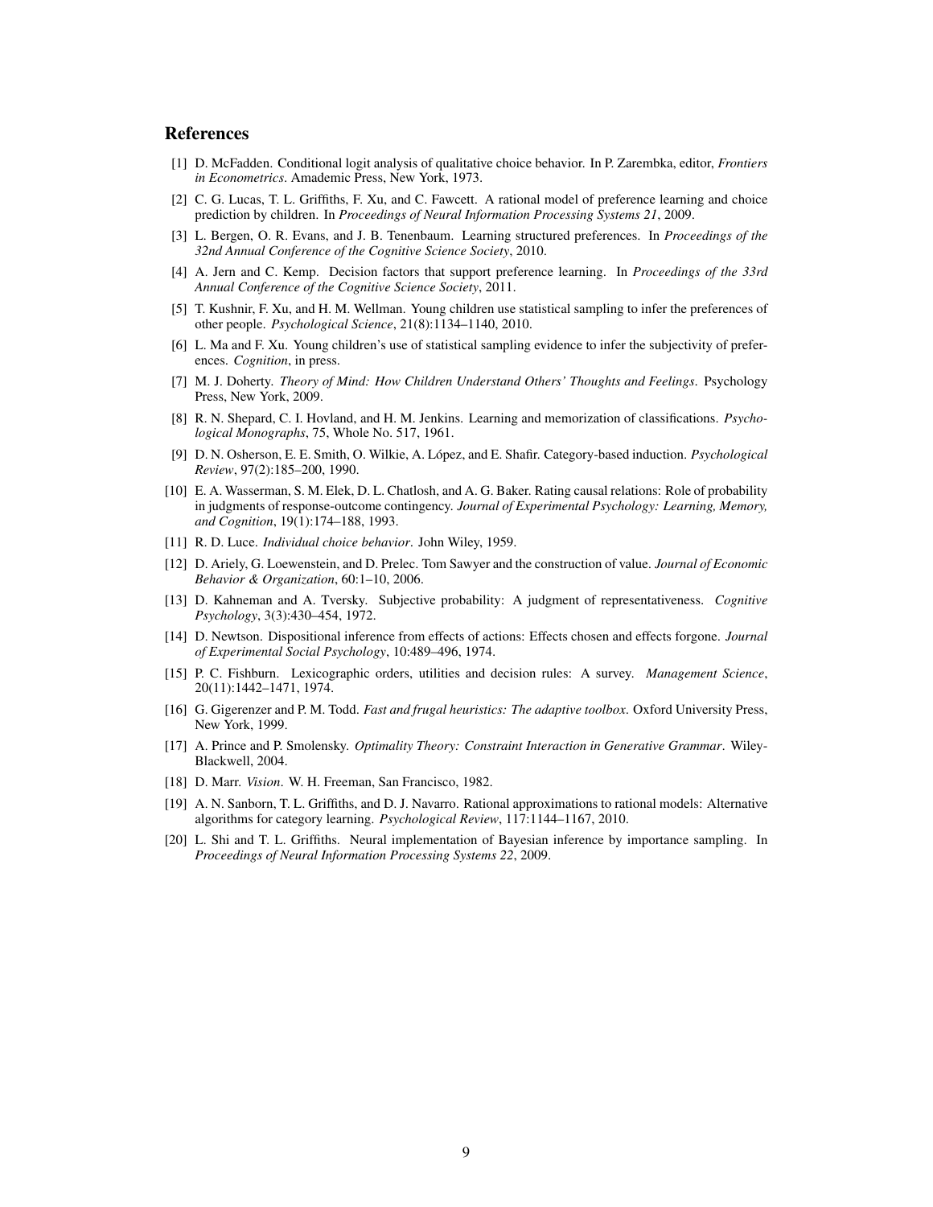## References

[1] D. McFadden. Conditional logit analysis of qualitative choice behavior. In P. Zarembka, editor, *Frontiers in Econometrics*. Amademic Press, New York, 1973.

[2] C. G. Lucas, T. L. Griffiths, F. Xu, and C. Fawcett. A rational model of preference learning and choice prediction by children. In *Proceedings of Neural Information Processing Systems 21*, 2009.

[3] L. Bergen, O. R. Evans, and J. B. Tenenbaum. Learning structured preferences. In *Proceedings of the 32nd Annual Conference of the Cognitive Science Society*, 2010.

[4] A. Jern and C. Kemp. Decision factors that support preference learning. In *Proceedings of the 33rd Annual Conference of the Cognitive Science Society*, 2011.

[5] T. Kushnir, F. Xu, and H. M. Wellman. Young children use statistical sampling to infer the preferences of other people. *Psychological Science*, 21(8):1134–1140, 2010.

[6] L. Ma and F. Xu. Young children's use of statistical sampling evidence to infer the subjectivity of preferences. *Cognition*, in press.

[7] M. J. Doherty. *Theory of Mind: How Children Understand Others' Thoughts and Feelings*. Psychology Press, New York, 2009.

[8] R. N. Shepard, C. I. Hovland, and H. M. Jenkins. Learning and memorization of classifications. *Psychological Monographs*, 75, Whole No. 517, 1961.

[9] D. N. Osherson, E. E. Smith, O. Wilkie, A. López, and E. Shafir. Category-based induction. *Psychological Review*, 97(2):185–200, 1990.

[10] E. A. Wasserman, S. M. Elek, D. L. Chatlosh, and A. G. Baker. Rating causal relations: Role of probability in judgments of response-outcome contingency. *Journal of Experimental Psychology: Learning, Memory, and Cognition*, 19(1):174–188, 1993.

[11] R. D. Luce. *Individual choice behavior*. John Wiley, 1959.

[12] D. Ariely, G. Loewenstein, and D. Prelec. Tom Sawyer and the construction of value. *Journal of Economic Behavior & Organization*, 60:1–10, 2006.

[13] D. Kahneman and A. Tversky. Subjective probability: A judgment of representativeness. *Cognitive Psychology*, 3(3):430–454, 1972.

[14] D. Newtson. Dispositional inference from effects of actions: Effects chosen and effects forgone. *Journal of Experimental Social Psychology*, 10:489–496, 1974.

[15] P. C. Fishburn. Lexicographic orders, utilities and decision rules: A survey. *Management Science*, 20(11):1442–1471, 1974.

[16] G. Gigerenzer and P. M. Todd. *Fast and frugal heuristics: The adaptive toolbox*. Oxford University Press, New York, 1999.

[17] A. Prince and P. Smolensky. *Optimality Theory: Constraint Interaction in Generative Grammar*. Wiley-Blackwell, 2004.

[18] D. Marr. *Vision*. W. H. Freeman, San Francisco, 1982.

[19] A. N. Sanborn, T. L. Griffiths, and D. J. Navarro. Rational approximations to rational models: Alternative algorithms for category learning. *Psychological Review*, 117:1144–1167, 2010.

[20] L. Shi and T. L. Griffiths. Neural implementation of Bayesian inference by importance sampling. In *Proceedings of Neural Information Processing Systems 22*, 2009.